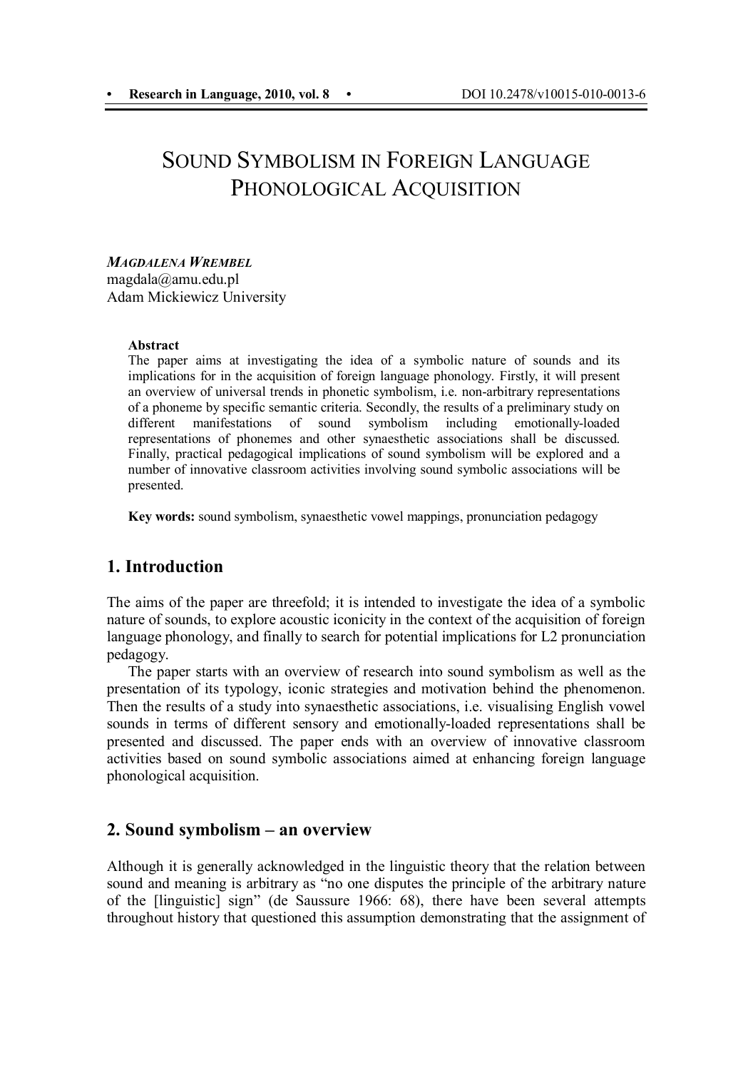# Sound Symbolism in Foreign Language Phonological Acquisition

***Magdalena Wrembel***
magdala@amu.edu.pl
Adam Mickiewicz University

**Abstract**

The paper aims at investigating the idea of a symbolic nature of sounds and its implications for in the acquisition of foreign language phonology. Firstly, it will present an overview of universal trends in phonetic symbolism, i.e. non-arbitrary representations of a phoneme by specific semantic criteria. Secondly, the results of a preliminary study on different manifestations of sound symbolism including emotionally-loaded representations of phonemes and other synaesthetic associations shall be discussed. Finally, practical pedagogical implications of sound symbolism will be explored and a number of innovative classroom activities involving sound symbolic associations will be presented.

**Key words:** sound symbolism, synaesthetic vowel mappings, pronunciation pedagogy

## 1. Introduction

The aims of the paper are threefold; it is intended to investigate the idea of a symbolic nature of sounds, to explore acoustic iconicity in the context of the acquisition of foreign language phonology, and finally to search for potential implications for L2 pronunciation pedagogy.

The paper starts with an overview of research into sound symbolism as well as the presentation of its typology, iconic strategies and motivation behind the phenomenon. Then the results of a study into synaesthetic associations, i.e. visualising English vowel sounds in terms of different sensory and emotionally-loaded representations shall be presented and discussed. The paper ends with an overview of innovative classroom activities based on sound symbolic associations aimed at enhancing foreign language phonological acquisition.

## 2. Sound symbolism – an overview

Although it is generally acknowledged in the linguistic theory that the relation between sound and meaning is arbitrary as "no one disputes the principle of the arbitrary nature of the [linguistic] sign" (de Saussure 1966: 68), there have been several attempts throughout history that questioned this assumption demonstrating that the assignment of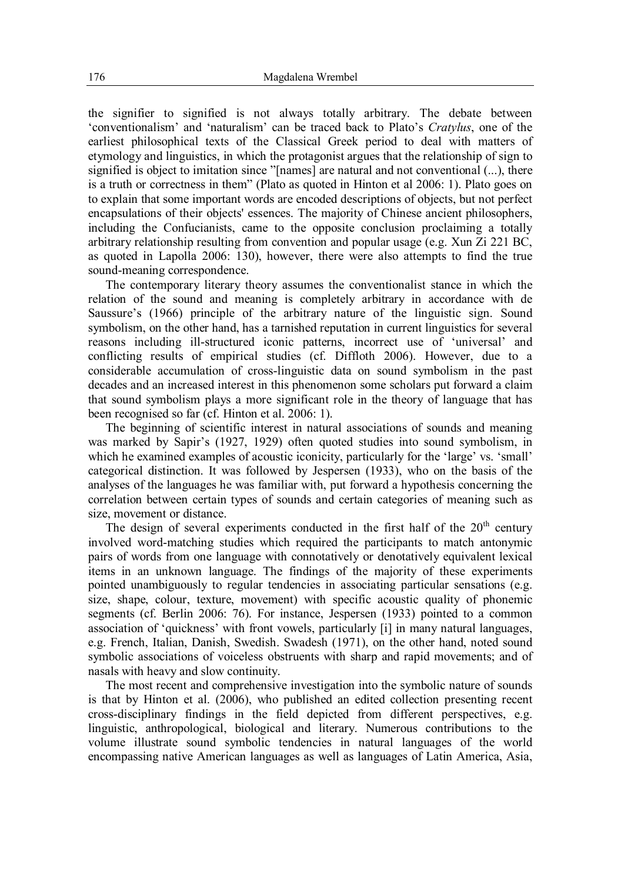the signifier to signified is not always totally arbitrary. The debate between 'conventionalism' and 'naturalism' can be traced back to Plato's *Cratylus*, one of the earliest philosophical texts of the Classical Greek period to deal with matters of etymology and linguistics, in which the protagonist argues that the relationship of sign to signified is object to imitation since "[names] are natural and not conventional (...), there is a truth or correctness in them" (Plato as quoted in Hinton et al 2006: 1). Plato goes on to explain that some important words are encoded descriptions of objects, but not perfect encapsulations of their objects' essences. The majority of Chinese ancient philosophers, including the Confucianists, came to the opposite conclusion proclaiming a totally arbitrary relationship resulting from convention and popular usage (e.g. Xun Zi 221 BC, as quoted in Lapolla 2006: 130), however, there were also attempts to find the true sound-meaning correspondence.

The contemporary literary theory assumes the conventionalist stance in which the relation of the sound and meaning is completely arbitrary in accordance with de Saussure's (1966) principle of the arbitrary nature of the linguistic sign. Sound symbolism, on the other hand, has a tarnished reputation in current linguistics for several reasons including ill-structured iconic patterns, incorrect use of 'universal' and conflicting results of empirical studies (cf. Diffloth 2006). However, due to a considerable accumulation of cross-linguistic data on sound symbolism in the past decades and an increased interest in this phenomenon some scholars put forward a claim that sound symbolism plays a more significant role in the theory of language that has been recognised so far (cf. Hinton et al. 2006: 1).

The beginning of scientific interest in natural associations of sounds and meaning was marked by Sapir's (1927, 1929) often quoted studies into sound symbolism, in which he examined examples of acoustic iconicity, particularly for the 'large' vs. 'small' categorical distinction. It was followed by Jespersen (1933), who on the basis of the analyses of the languages he was familiar with, put forward a hypothesis concerning the correlation between certain types of sounds and certain categories of meaning such as size, movement or distance.

The design of several experiments conducted in the first half of the 20th century involved word-matching studies which required the participants to match antonymic pairs of words from one language with connotatively or denotatively equivalent lexical items in an unknown language. The findings of the majority of these experiments pointed unambiguously to regular tendencies in associating particular sensations (e.g. size, shape, colour, texture, movement) with specific acoustic quality of phonemic segments (cf. Berlin 2006: 76). For instance, Jespersen (1933) pointed to a common association of 'quickness' with front vowels, particularly [i] in many natural languages, e.g. French, Italian, Danish, Swedish. Swadesh (1971), on the other hand, noted sound symbolic associations of voiceless obstruents with sharp and rapid movements; and of nasals with heavy and slow continuity.

The most recent and comprehensive investigation into the symbolic nature of sounds is that by Hinton et al. (2006), who published an edited collection presenting recent cross-disciplinary findings in the field depicted from different perspectives, e.g. linguistic, anthropological, biological and literary. Numerous contributions to the volume illustrate sound symbolic tendencies in natural languages of the world encompassing native American languages as well as languages of Latin America, Asia,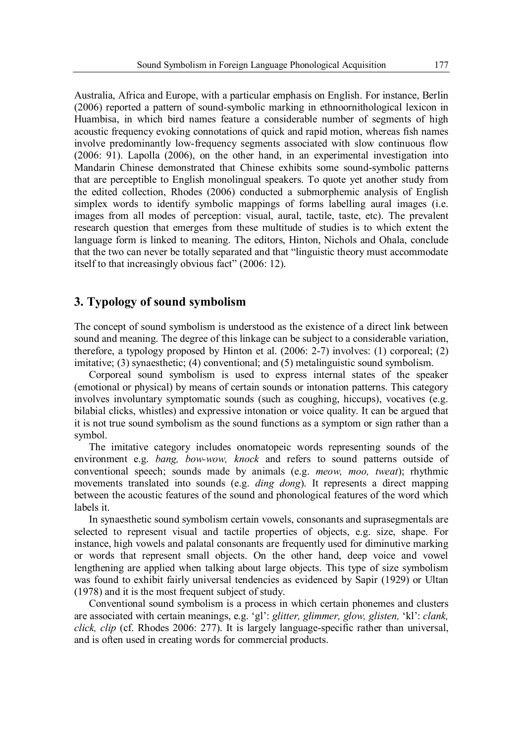Australia, Africa and Europe, with a particular emphasis on English. For instance, Berlin (2006) reported a pattern of sound-symbolic marking in ethnoornithological lexicon in Huambisa, in which bird names feature a considerable number of segments of high acoustic frequency evoking connotations of quick and rapid motion, whereas fish names involve predominantly low-frequency segments associated with slow continuous flow (2006: 91). Lapolla (2006), on the other hand, in an experimental investigation into Mandarin Chinese demonstrated that Chinese exhibits some sound-symbolic patterns that are perceptible to English monolingual speakers. To quote yet another study from the edited collection, Rhodes (2006) conducted a submorphemic analysis of English simplex words to identify symbolic mappings of forms labelling aural images (i.e. images from all modes of perception: visual, aural, tactile, taste, etc). The prevalent research question that emerges from these multitude of studies is to which extent the language form is linked to meaning. The editors, Hinton, Nichols and Ohala, conclude that the two can never be totally separated and that "linguistic theory must accommodate itself to that increasingly obvious fact" (2006: 12).

## 3. Typology of sound symbolism

The concept of sound symbolism is understood as the existence of a direct link between sound and meaning. The degree of this linkage can be subject to a considerable variation, therefore, a typology proposed by Hinton et al. (2006: 2-7) involves: (1) corporeal; (2) imitative; (3) synaesthetic; (4) conventional; and (5) metalinguistic sound symbolism.

Corporeal sound symbolism is used to express internal states of the speaker (emotional or physical) by means of certain sounds or intonation patterns. This category involves involuntary symptomatic sounds (such as coughing, hiccups), vocatives (e.g. bilabial clicks, whistles) and expressive intonation or voice quality. It can be argued that it is not true sound symbolism as the sound functions as a symptom or sign rather than a symbol.

The imitative category includes onomatopeic words representing sounds of the environment e.g. *bang, bow-wow, knock* and refers to sound patterns outside of conventional speech; sounds made by animals (e.g. *meow, moo, tweat*); rhythmic movements translated into sounds (e.g. *ding dong*). It represents a direct mapping between the acoustic features of the sound and phonological features of the word which labels it.

In synaesthetic sound symbolism certain vowels, consonants and suprasegmentals are selected to represent visual and tactile properties of objects, e.g. size, shape. For instance, high vowels and palatal consonants are frequently used for diminutive marking or words that represent small objects. On the other hand, deep voice and vowel lengthening are applied when talking about large objects. This type of size symbolism was found to exhibit fairly universal tendencies as evidenced by Sapir (1929) or Ultan (1978) and it is the most frequent subject of study.

Conventional sound symbolism is a process in which certain phonemes and clusters are associated with certain meanings, e.g. 'gl': *glitter, glimmer, glow, glisten,* 'kl': *clank, click, clip* (cf. Rhodes 2006: 277). It is largely language-specific rather than universal, and is often used in creating words for commercial products.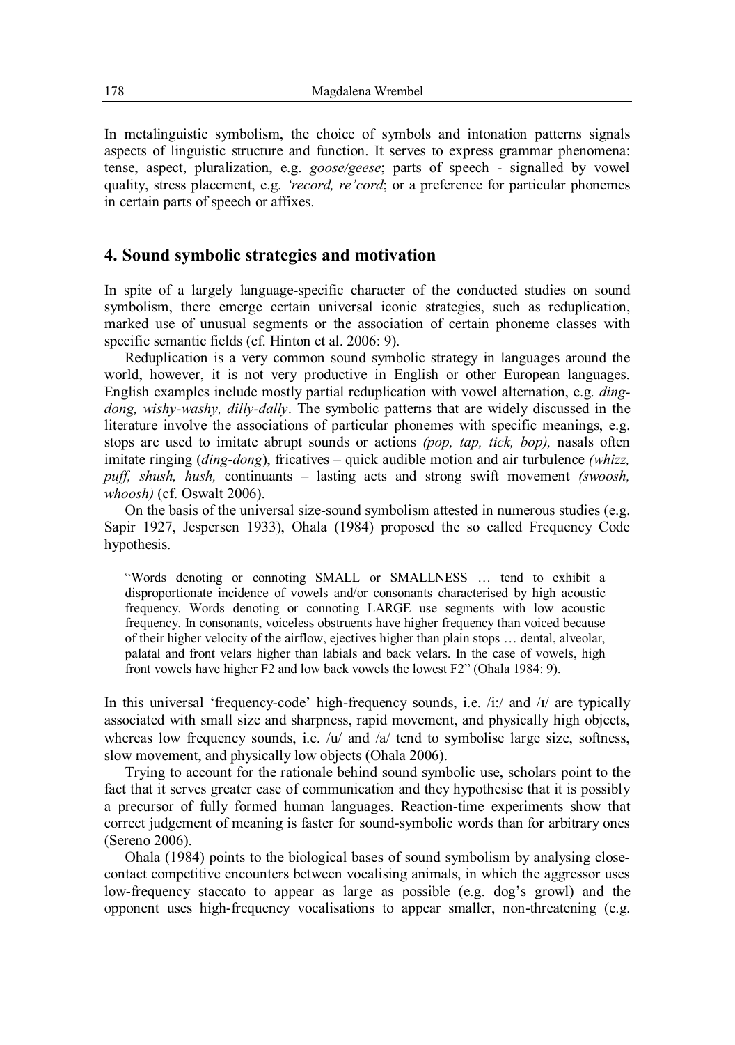In metalinguistic symbolism, the choice of symbols and intonation patterns signals aspects of linguistic structure and function. It serves to express grammar phenomena: tense, aspect, pluralization, e.g. *goose/geese*; parts of speech - signalled by vowel quality, stress placement, e.g. *'record, re'cord*; or a preference for particular phonemes in certain parts of speech or affixes.

## 4. Sound symbolic strategies and motivation

In spite of a largely language-specific character of the conducted studies on sound symbolism, there emerge certain universal iconic strategies, such as reduplication, marked use of unusual segments or the association of certain phoneme classes with specific semantic fields (cf. Hinton et al. 2006: 9).

Reduplication is a very common sound symbolic strategy in languages around the world, however, it is not very productive in English or other European languages. English examples include mostly partial reduplication with vowel alternation, e.g. *ding-dong, wishy-washy, dilly-dally*. The symbolic patterns that are widely discussed in the literature involve the associations of particular phonemes with specific meanings, e.g. stops are used to imitate abrupt sounds or actions *(pop, tap, tick, bop),* nasals often imitate ringing (*ding-dong*), fricatives – quick audible motion and air turbulence *(whizz, puff, shush, hush,* continuants – lasting acts and strong swift movement *(swoosh, whoosh)* (cf. Oswalt 2006).

On the basis of the universal size-sound symbolism attested in numerous studies (e.g. Sapir 1927, Jespersen 1933), Ohala (1984) proposed the so called Frequency Code hypothesis.

> "Words denoting or connoting SMALL or SMALLNESS … tend to exhibit a disproportionate incidence of vowels and/or consonants characterised by high acoustic frequency. Words denoting or connoting LARGE use segments with low acoustic frequency. In consonants, voiceless obstruents have higher frequency than voiced because of their higher velocity of the airflow, ejectives higher than plain stops … dental, alveolar, palatal and front velars higher than labials and back velars. In the case of vowels, high front vowels have higher F2 and low back vowels the lowest F2" (Ohala 1984: 9).

In this universal 'frequency-code' high-frequency sounds, i.e. /i:/ and /ɪ/ are typically associated with small size and sharpness, rapid movement, and physically high objects, whereas low frequency sounds, i.e. /u/ and /a/ tend to symbolise large size, softness, slow movement, and physically low objects (Ohala 2006).

Trying to account for the rationale behind sound symbolic use, scholars point to the fact that it serves greater ease of communication and they hypothesise that it is possibly a precursor of fully formed human languages. Reaction-time experiments show that correct judgement of meaning is faster for sound-symbolic words than for arbitrary ones (Sereno 2006).

Ohala (1984) points to the biological bases of sound symbolism by analysing close-contact competitive encounters between vocalising animals, in which the aggressor uses low-frequency staccato to appear as large as possible (e.g. dog's growl) and the opponent uses high-frequency vocalisations to appear smaller, non-threatening (e.g.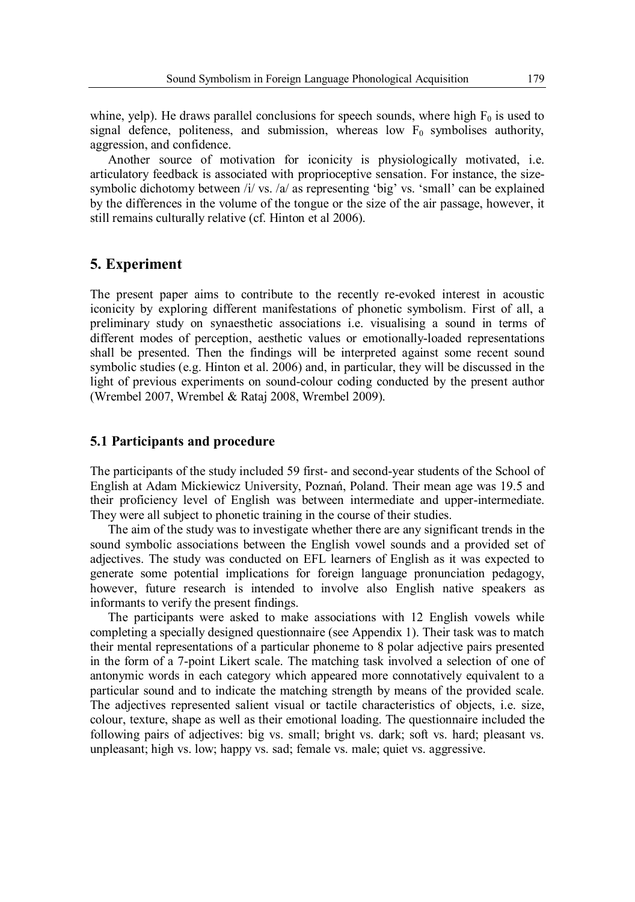whine, yelp). He draws parallel conclusions for speech sounds, where high $F_0$ is used to signal defence, politeness, and submission, whereas low $F_0$ symbolises authority, aggression, and confidence.

Another source of motivation for iconicity is physiologically motivated, i.e. articulatory feedback is associated with proprioceptive sensation. For instance, the size-symbolic dichotomy between /i/ vs. /a/ as representing 'big' vs. 'small' can be explained by the differences in the volume of the tongue or the size of the air passage, however, it still remains culturally relative (cf. Hinton et al 2006).

## 5. Experiment

The present paper aims to contribute to the recently re-evoked interest in acoustic iconicity by exploring different manifestations of phonetic symbolism. First of all, a preliminary study on synaesthetic associations i.e. visualising a sound in terms of different modes of perception, aesthetic values or emotionally-loaded representations shall be presented. Then the findings will be interpreted against some recent sound symbolic studies (e.g. Hinton et al. 2006) and, in particular, they will be discussed in the light of previous experiments on sound-colour coding conducted by the present author (Wrembel 2007, Wrembel & Rataj 2008, Wrembel 2009).

### 5.1 Participants and procedure

The participants of the study included 59 first- and second-year students of the School of English at Adam Mickiewicz University, Poznań, Poland. Their mean age was 19.5 and their proficiency level of English was between intermediate and upper-intermediate. They were all subject to phonetic training in the course of their studies.

The aim of the study was to investigate whether there are any significant trends in the sound symbolic associations between the English vowel sounds and a provided set of adjectives. The study was conducted on EFL learners of English as it was expected to generate some potential implications for foreign language pronunciation pedagogy, however, future research is intended to involve also English native speakers as informants to verify the present findings.

The participants were asked to make associations with 12 English vowels while completing a specially designed questionnaire (see Appendix 1). Their task was to match their mental representations of a particular phoneme to 8 polar adjective pairs presented in the form of a 7-point Likert scale. The matching task involved a selection of one of antonymic words in each category which appeared more connotatively equivalent to a particular sound and to indicate the matching strength by means of the provided scale. The adjectives represented salient visual or tactile characteristics of objects, i.e. size, colour, texture, shape as well as their emotional loading. The questionnaire included the following pairs of adjectives: big vs. small; bright vs. dark; soft vs. hard; pleasant vs. unpleasant; high vs. low; happy vs. sad; female vs. male; quiet vs. aggressive.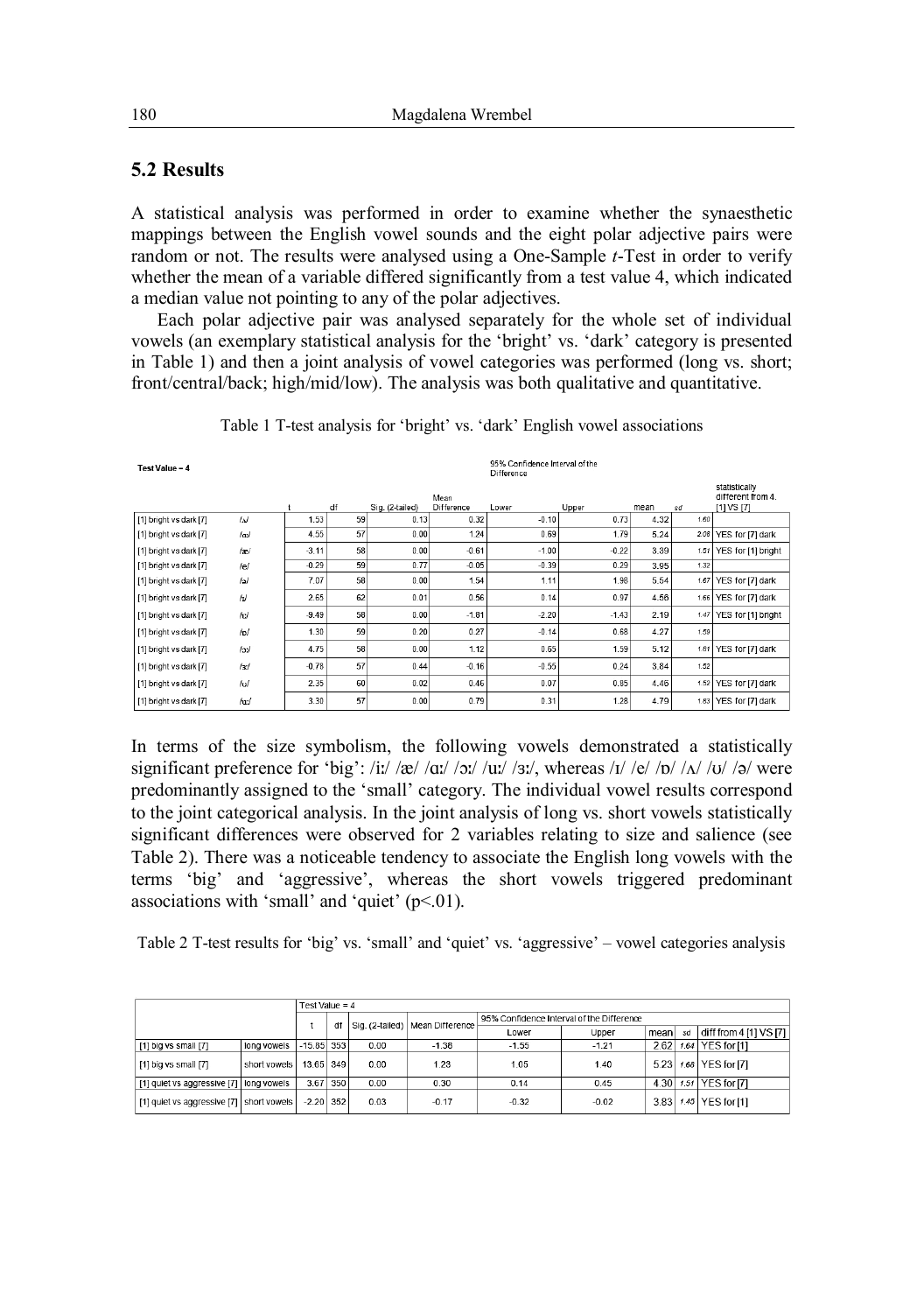## 5.2 Results

A statistical analysis was performed in order to examine whether the synaesthetic mappings between the English vowel sounds and the eight polar adjective pairs were random or not. The results were analysed using a One-Sample *t*-Test in order to verify whether the mean of a variable differed significantly from a test value 4, which indicated a median value not pointing to any of the polar adjectives.

Each polar adjective pair was analysed separately for the whole set of individual vowels (an exemplary statistical analysis for the 'bright' vs. 'dark' category is presented in Table 1) and then a joint analysis of vowel categories was performed (long vs. short; front/central/back; high/mid/low). The analysis was both qualitative and quantitative.

Table 1 T-test analysis for 'bright' vs. 'dark' English vowel associations

| Test Value = 4 | | | | | | 95% Confidence Interval of the Difference | | | | |
|---|---|---|---|---|---|---|---|---|---|---|
| | | t | df | Sig. (2-tailed) | Mean Difference | Lower | Upper | mean | sd | statistically different from 4. [1] VS [7] |
| [1] bright vs dark [7] | /ʌ/ | 1.53 | 59 | 0.13 | 0.32 | -0.10 | 0.73 | 4.32 | 1.60 | |
| [1] bright vs dark [7] | /ɑː/ | 4.55 | 57 | 0.00 | 1.24 | 0.69 | 1.79 | 5.24 | 2.08 | YES for [7] dark |
| [1] bright vs dark [7] | /æ/ | -3.11 | 58 | 0.00 | -0.61 | -1.00 | -0.22 | 3.39 | 1.51 | YES for [1] bright |
| [1] bright vs dark [7] | /e/ | -0.29 | 59 | 0.77 | -0.05 | -0.39 | 0.29 | 3.95 | 1.32 | |
| [1] bright vs dark [7] | /ə/ | 7.07 | 58 | 0.00 | 1.54 | 1.11 | 1.98 | 5.54 | 1.67 | YES for [7] dark |
| [1] bright vs dark [7] | /ɪ/ | 2.65 | 62 | 0.01 | 0.56 | 0.14 | 0.97 | 4.56 | 1.66 | YES for [7] dark |
| [1] bright vs dark [7] | /iː/ | -9.49 | 56 | 0.00 | -1.81 | -2.20 | -1.43 | 2.19 | 1.47 | YES for [1] bright |
| [1] bright vs dark [7] | /ɒ/ | 1.30 | 59 | 0.20 | 0.27 | -0.14 | 0.68 | 4.27 | 1.59 | |
| [1] bright vs dark [7] | /ɔː/ | 4.75 | 58 | 0.00 | 1.12 | 0.65 | 1.59 | 5.12 | 1.81 | YES for [7] dark |
| [1] bright vs dark [7] | /ɜː/ | -0.78 | 57 | 0.44 | -0.16 | -0.55 | 0.24 | 3.84 | 1.52 | |
| [1] bright vs dark [7] | /ʊ/ | 2.35 | 60 | 0.02 | 0.46 | 0.07 | 0.85 | 4.46 | 1.52 | YES for [7] dark |
| [1] bright vs dark [7] | /uː/ | 3.30 | 57 | 0.00 | 0.79 | 0.31 | 1.28 | 4.79 | 1.83 | YES for [7] dark |

In terms of the size symbolism, the following vowels demonstrated a statistically significant preference for 'big': /iː/ /æ/ /ɑː/ /ɔː/ /uː/ /ɜː/, whereas /ɪ/ /e/ /ɒ/ /ʌ/ /ʊ/ /ə/ were predominantly assigned to the 'small' category. The individual vowel results correspond to the joint categorical analysis. In the joint analysis of long vs. short vowels statistically significant differences were observed for 2 variables relating to size and salience (see Table 2). There was a noticeable tendency to associate the English long vowels with the terms 'big' and 'aggressive', whereas the short vowels triggered predominant associations with 'small' and 'quiet' ($p<.01$).

Table 2 T-test results for 'big' vs. 'small' and 'quiet' vs. 'aggressive' – vowel categories analysis

| | | Test Value = 4 | | | | | | | | |
|---|---|---|---|---|---|---|---|---|---|---|
| | | t | df | Sig. (2-tailed) | Mean Difference | 95% Confidence Interval of the Difference | | mean | sd | diff from 4 [1] VS [7] |
| | | | | | | Lower | Upper | | | |
| [1] big vs small [7] | long vowels | -15.85 | 353 | 0.00 | -1.38 | -1.55 | -1.21 | 2.62 | 1.64 | YES for [1] |
| [1] big vs small [7] | short vowels | 13.65 | 349 | 0.00 | 1.23 | 1.05 | 1.40 | 5.23 | 1.68 | YES for [7] |
| [1] quiet vs aggressive [7] | long vowels | 3.67 | 350 | 0.00 | 0.30 | 0.14 | 0.45 | 4.30 | 1.51 | YES for [7] |
| [1] quiet vs aggressive [7] | short vowels | -2.20 | 352 | 0.03 | -0.17 | -0.32 | -0.02 | 3.83 | 1.45 | YES for [1] |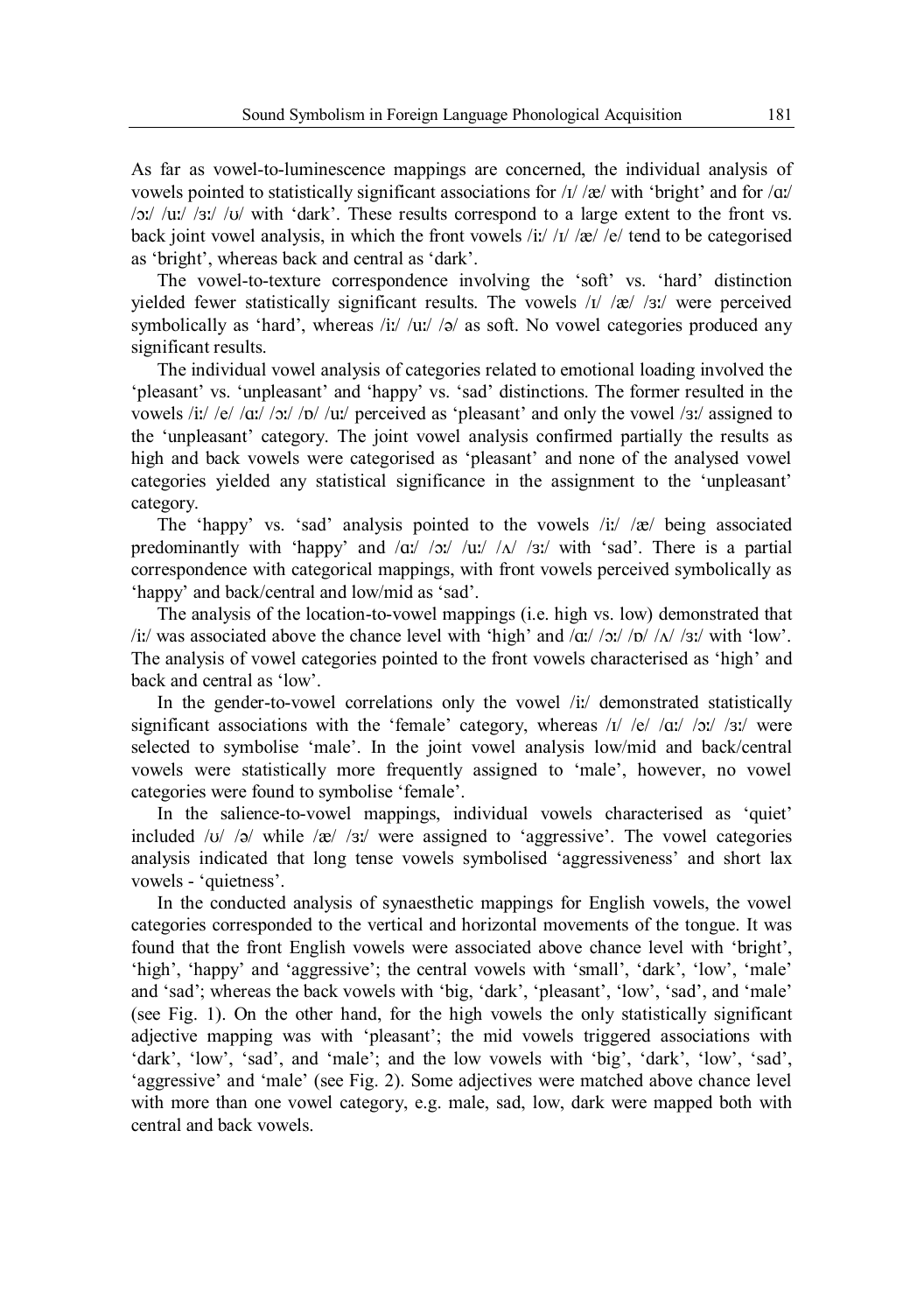As far as vowel-to-luminescence mappings are concerned, the individual analysis of vowels pointed to statistically significant associations for /ɪ/ /æ/ with 'bright' and for /ɑː/ /ɔː/ /uː/ /ɜː/ /ʊ/ with 'dark'. These results correspond to a large extent to the front vs. back joint vowel analysis, in which the front vowels /iː/ /ɪ/ /æ/ /e/ tend to be categorised as 'bright', whereas back and central as 'dark'.

The vowel-to-texture correspondence involving the 'soft' vs. 'hard' distinction yielded fewer statistically significant results. The vowels /ɪ/ /æ/ /ɜː/ were perceived symbolically as 'hard', whereas /iː/ /uː/ /ə/ as soft. No vowel categories produced any significant results.

The individual vowel analysis of categories related to emotional loading involved the 'pleasant' vs. 'unpleasant' and 'happy' vs. 'sad' distinctions. The former resulted in the vowels /iː/ /e/ /ɑː/ /ɔː/ /ɒ/ /uː/ perceived as 'pleasant' and only the vowel /ɜː/ assigned to the 'unpleasant' category. The joint vowel analysis confirmed partially the results as high and back vowels were categorised as 'pleasant' and none of the analysed vowel categories yielded any statistical significance in the assignment to the 'unpleasant' category.

The 'happy' vs. 'sad' analysis pointed to the vowels /iː/ /æ/ being associated predominantly with 'happy' and /ɑː/ /ɔː/ /uː/ /ʌ/ /ɜː/ with 'sad'. There is a partial correspondence with categorical mappings, with front vowels perceived symbolically as 'happy' and back/central and low/mid as 'sad'.

The analysis of the location-to-vowel mappings (i.e. high vs. low) demonstrated that /iː/ was associated above the chance level with 'high' and /ɑː/ /ɔː/ /ɒ/ /ʌ/ /ɜː/ with 'low'. The analysis of vowel categories pointed to the front vowels characterised as 'high' and back and central as 'low'.

In the gender-to-vowel correlations only the vowel /iː/ demonstrated statistically significant associations with the 'female' category, whereas /ɪ/ /e/ /ɑː/ /ɔː/ /ɜː/ were selected to symbolise 'male'. In the joint vowel analysis low/mid and back/central vowels were statistically more frequently assigned to 'male', however, no vowel categories were found to symbolise 'female'.

In the salience-to-vowel mappings, individual vowels characterised as 'quiet' included /ʊ/ /ə/ while /æ/ /ɜː/ were assigned to 'aggressive'. The vowel categories analysis indicated that long tense vowels symbolised 'aggressiveness' and short lax vowels - 'quietness'.

In the conducted analysis of synaesthetic mappings for English vowels, the vowel categories corresponded to the vertical and horizontal movements of the tongue. It was found that the front English vowels were associated above chance level with 'bright', 'high', 'happy' and 'aggressive'; the central vowels with 'small', 'dark', 'low', 'male' and 'sad'; whereas the back vowels with 'big, 'dark', 'pleasant', 'low', 'sad', and 'male' (see Fig. 1). On the other hand, for the high vowels the only statistically significant adjective mapping was with 'pleasant'; the mid vowels triggered associations with 'dark', 'low', 'sad', and 'male'; and the low vowels with 'big', 'dark', 'low', 'sad', 'aggressive' and 'male' (see Fig. 2). Some adjectives were matched above chance level with more than one vowel category, e.g. male, sad, low, dark were mapped both with central and back vowels.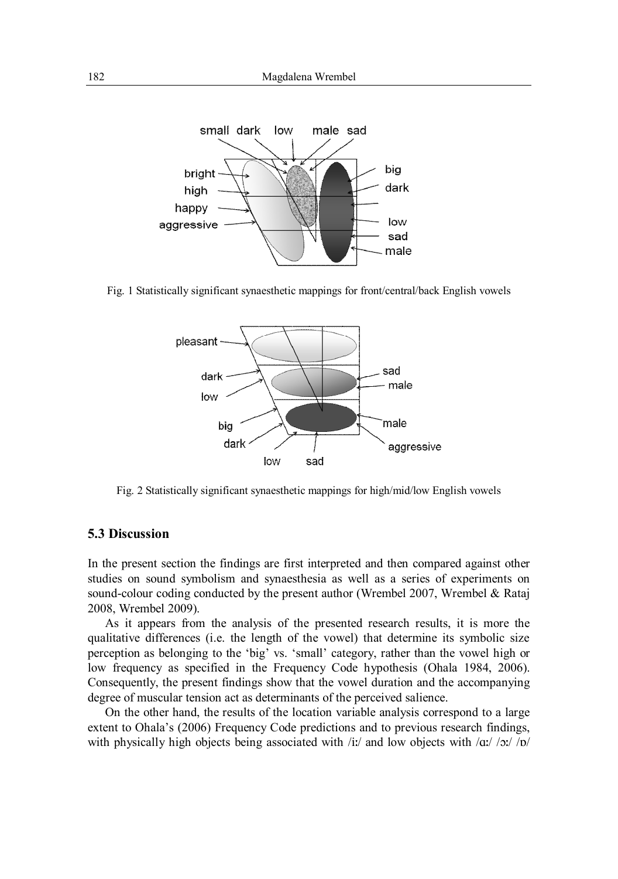Fig. 1 Statistically significant synaesthetic mappings for front/central/back English vowels

Fig. 2 Statistically significant synaesthetic mappings for high/mid/low English vowels

### 5.3 Discussion

In the present section the findings are first interpreted and then compared against other studies on sound symbolism and synaesthesia as well as a series of experiments on sound-colour coding conducted by the present author (Wrembel 2007, Wrembel & Rataj 2008, Wrembel 2009).

As it appears from the analysis of the presented research results, it is more the qualitative differences (i.e. the length of the vowel) that determine its symbolic size perception as belonging to the 'big' vs. 'small' category, rather than the vowel high or low frequency as specified in the Frequency Code hypothesis (Ohala 1984, 2006). Consequently, the present findings show that the vowel duration and the accompanying degree of muscular tension act as determinants of the perceived salience.

On the other hand, the results of the location variable analysis correspond to a large extent to Ohala's (2006) Frequency Code predictions and to previous research findings, with physically high objects being associated with /iː/ and low objects with /ɑː/ /ɔː/ /ɒ/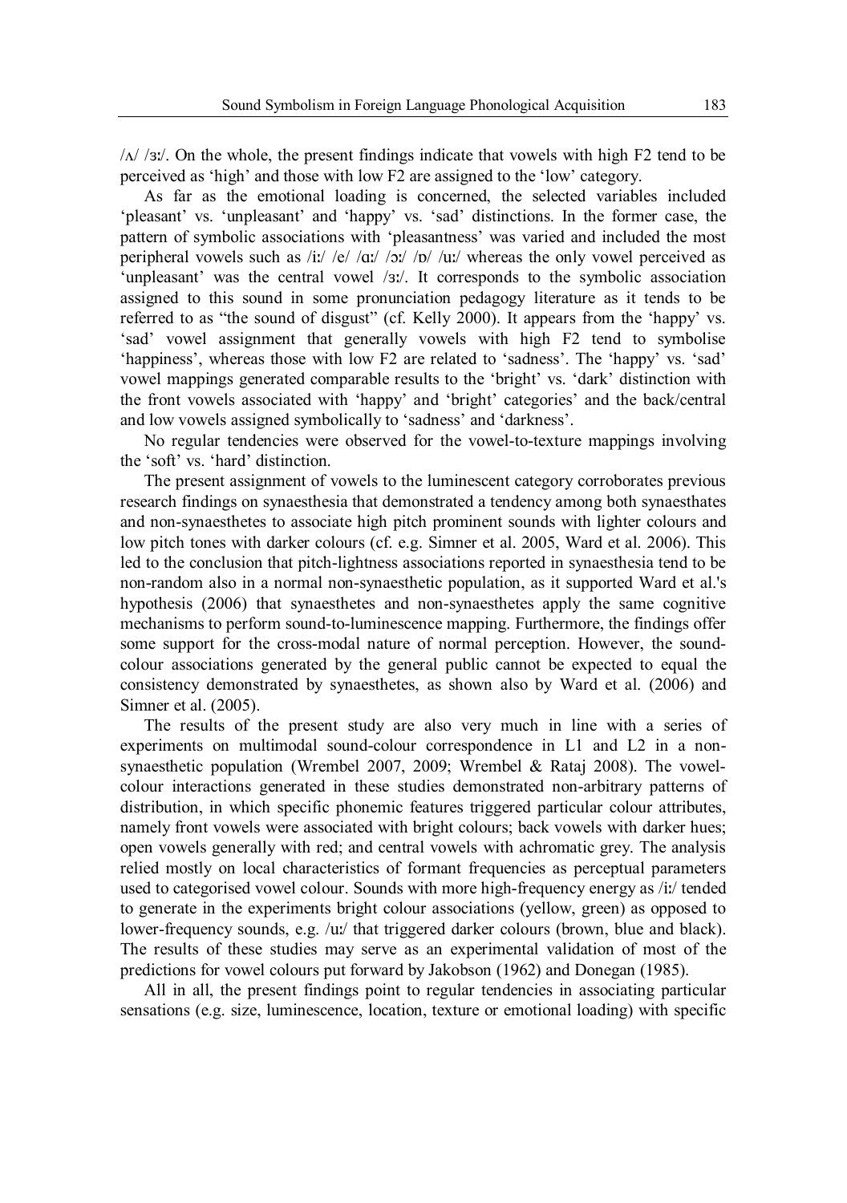/ʌ/ /ɜː/. On the whole, the present findings indicate that vowels with high F2 tend to be perceived as 'high' and those with low F2 are assigned to the 'low' category.

As far as the emotional loading is concerned, the selected variables included 'pleasant' vs. 'unpleasant' and 'happy' vs. 'sad' distinctions. In the former case, the pattern of symbolic associations with 'pleasantness' was varied and included the most peripheral vowels such as /iː/ /e/ /ɑː/ /ɔː/ /ɒ/ /uː/ whereas the only vowel perceived as 'unpleasant' was the central vowel /ɜː/. It corresponds to the symbolic association assigned to this sound in some pronunciation pedagogy literature as it tends to be referred to as "the sound of disgust" (cf. Kelly 2000). It appears from the 'happy' vs. 'sad' vowel assignment that generally vowels with high F2 tend to symbolise 'happiness', whereas those with low F2 are related to 'sadness'. The 'happy' vs. 'sad' vowel mappings generated comparable results to the 'bright' vs. 'dark' distinction with the front vowels associated with 'happy' and 'bright' categories' and the back/central and low vowels assigned symbolically to 'sadness' and 'darkness'.

No regular tendencies were observed for the vowel-to-texture mappings involving the 'soft' vs. 'hard' distinction.

The present assignment of vowels to the luminescent category corroborates previous research findings on synaesthesia that demonstrated a tendency among both synaesthates and non-synaesthetes to associate high pitch prominent sounds with lighter colours and low pitch tones with darker colours (cf. e.g. Simner et al. 2005, Ward et al. 2006). This led to the conclusion that pitch-lightness associations reported in synaesthesia tend to be non-random also in a normal non-synaesthetic population, as it supported Ward et al.'s hypothesis (2006) that synaesthetes and non-synaesthetes apply the same cognitive mechanisms to perform sound-to-luminescence mapping. Furthermore, the findings offer some support for the cross-modal nature of normal perception. However, the sound-colour associations generated by the general public cannot be expected to equal the consistency demonstrated by synaesthetes, as shown also by Ward et al. (2006) and Simner et al. (2005).

The results of the present study are also very much in line with a series of experiments on multimodal sound-colour correspondence in L1 and L2 in a non-synaesthetic population (Wrembel 2007, 2009; Wrembel & Rataj 2008). The vowel-colour interactions generated in these studies demonstrated non-arbitrary patterns of distribution, in which specific phonemic features triggered particular colour attributes, namely front vowels were associated with bright colours; back vowels with darker hues; open vowels generally with red; and central vowels with achromatic grey. The analysis relied mostly on local characteristics of formant frequencies as perceptual parameters used to categorised vowel colour. Sounds with more high-frequency energy as /iː/ tended to generate in the experiments bright colour associations (yellow, green) as opposed to lower-frequency sounds, e.g. /uː/ that triggered darker colours (brown, blue and black). The results of these studies may serve as an experimental validation of most of the predictions for vowel colours put forward by Jakobson (1962) and Donegan (1985).

All in all, the present findings point to regular tendencies in associating particular sensations (e.g. size, luminescence, location, texture or emotional loading) with specific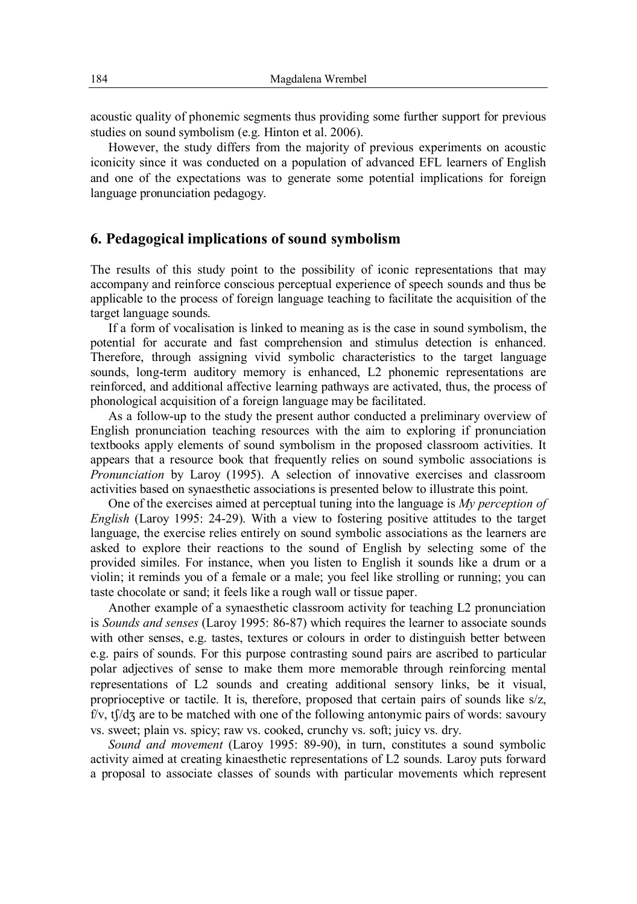acoustic quality of phonemic segments thus providing some further support for previous studies on sound symbolism (e.g. Hinton et al. 2006).

However, the study differs from the majority of previous experiments on acoustic iconicity since it was conducted on a population of advanced EFL learners of English and one of the expectations was to generate some potential implications for foreign language pronunciation pedagogy.

## 6. Pedagogical implications of sound symbolism

The results of this study point to the possibility of iconic representations that may accompany and reinforce conscious perceptual experience of speech sounds and thus be applicable to the process of foreign language teaching to facilitate the acquisition of the target language sounds.

If a form of vocalisation is linked to meaning as is the case in sound symbolism, the potential for accurate and fast comprehension and stimulus detection is enhanced. Therefore, through assigning vivid symbolic characteristics to the target language sounds, long-term auditory memory is enhanced, L2 phonemic representations are reinforced, and additional affective learning pathways are activated, thus, the process of phonological acquisition of a foreign language may be facilitated.

As a follow-up to the study the present author conducted a preliminary overview of English pronunciation teaching resources with the aim to exploring if pronunciation textbooks apply elements of sound symbolism in the proposed classroom activities. It appears that a resource book that frequently relies on sound symbolic associations is *Pronunciation* by Laroy (1995). A selection of innovative exercises and classroom activities based on synaesthetic associations is presented below to illustrate this point.

One of the exercises aimed at perceptual tuning into the language is *My perception of English* (Laroy 1995: 24-29). With a view to fostering positive attitudes to the target language, the exercise relies entirely on sound symbolic associations as the learners are asked to explore their reactions to the sound of English by selecting some of the provided similes. For instance, when you listen to English it sounds like a drum or a violin; it reminds you of a female or a male; you feel like strolling or running; you can taste chocolate or sand; it feels like a rough wall or tissue paper.

Another example of a synaesthetic classroom activity for teaching L2 pronunciation is *Sounds and senses* (Laroy 1995: 86-87) which requires the learner to associate sounds with other senses, e.g. tastes, textures or colours in order to distinguish better between e.g. pairs of sounds. For this purpose contrasting sound pairs are ascribed to particular polar adjectives of sense to make them more memorable through reinforcing mental representations of L2 sounds and creating additional sensory links, be it visual, proprioceptive or tactile. It is, therefore, proposed that certain pairs of sounds like s/z, f/v, tʃ/dʒ are to be matched with one of the following antonymic pairs of words: savoury vs. sweet; plain vs. spicy; raw vs. cooked, crunchy vs. soft; juicy vs. dry.

*Sound and movement* (Laroy 1995: 89-90), in turn, constitutes a sound symbolic activity aimed at creating kinaesthetic representations of L2 sounds. Laroy puts forward a proposal to associate classes of sounds with particular movements which represent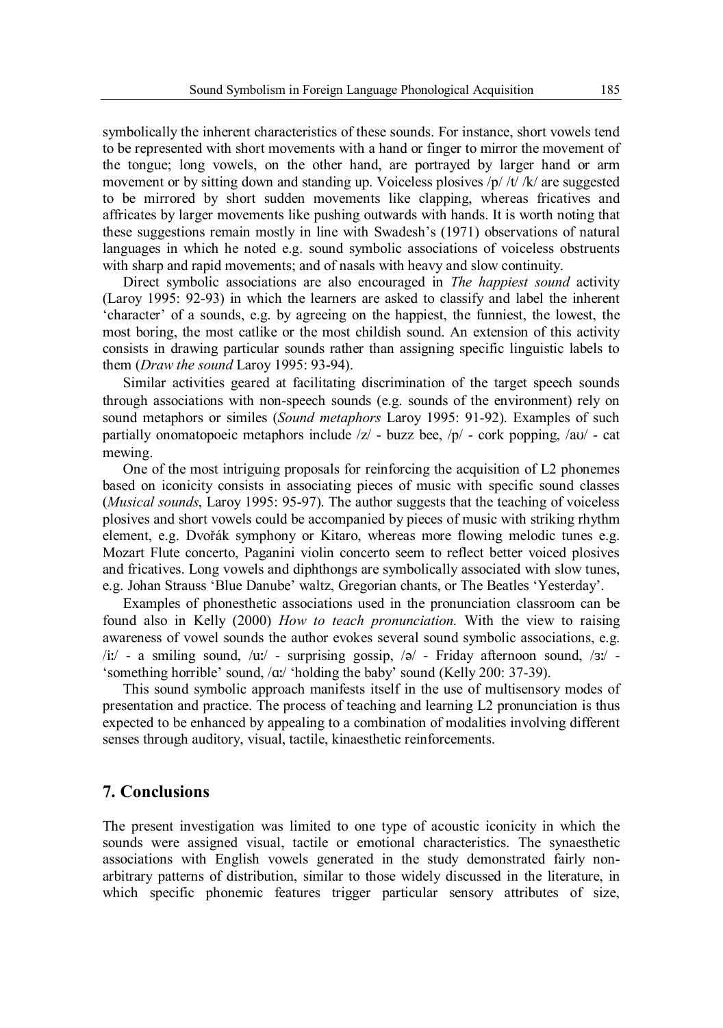symbolically the inherent characteristics of these sounds. For instance, short vowels tend to be represented with short movements with a hand or finger to mirror the movement of the tongue; long vowels, on the other hand, are portrayed by larger hand or arm movement or by sitting down and standing up. Voiceless plosives /p/ /t/ /k/ are suggested to be mirrored by short sudden movements like clapping, whereas fricatives and affricates by larger movements like pushing outwards with hands. It is worth noting that these suggestions remain mostly in line with Swadesh's (1971) observations of natural languages in which he noted e.g. sound symbolic associations of voiceless obstruents with sharp and rapid movements; and of nasals with heavy and slow continuity.

Direct symbolic associations are also encouraged in *The happiest sound* activity (Laroy 1995: 92-93) in which the learners are asked to classify and label the inherent 'character' of a sounds, e.g. by agreeing on the happiest, the funniest, the lowest, the most boring, the most catlike or the most childish sound. An extension of this activity consists in drawing particular sounds rather than assigning specific linguistic labels to them (*Draw the sound* Laroy 1995: 93-94).

Similar activities geared at facilitating discrimination of the target speech sounds through associations with non-speech sounds (e.g. sounds of the environment) rely on sound metaphors or similes (*Sound metaphors* Laroy 1995: 91-92). Examples of such partially onomatopoeic metaphors include /z/ - buzz bee, /p/ - cork popping, /aʊ/ - cat mewing.

One of the most intriguing proposals for reinforcing the acquisition of L2 phonemes based on iconicity consists in associating pieces of music with specific sound classes (*Musical sounds*, Laroy 1995: 95-97). The author suggests that the teaching of voiceless plosives and short vowels could be accompanied by pieces of music with striking rhythm element, e.g. Dvořák symphony or Kitaro, whereas more flowing melodic tunes e.g. Mozart Flute concerto, Paganini violin concerto seem to reflect better voiced plosives and fricatives. Long vowels and diphthongs are symbolically associated with slow tunes, e.g. Johan Strauss 'Blue Danube' waltz, Gregorian chants, or The Beatles 'Yesterday'.

Examples of phonesthetic associations used in the pronunciation classroom can be found also in Kelly (2000) *How to teach pronunciation.* With the view to raising awareness of vowel sounds the author evokes several sound symbolic associations, e.g. /iː/ - a smiling sound, /uː/ - surprising gossip, /ə/ - Friday afternoon sound, /ɜː/ - 'something horrible' sound, /ɑː/ 'holding the baby' sound (Kelly 200: 37-39).

This sound symbolic approach manifests itself in the use of multisensory modes of presentation and practice. The process of teaching and learning L2 pronunciation is thus expected to be enhanced by appealing to a combination of modalities involving different senses through auditory, visual, tactile, kinaesthetic reinforcements.

## 7. Conclusions

The present investigation was limited to one type of acoustic iconicity in which the sounds were assigned visual, tactile or emotional characteristics. The synaesthetic associations with English vowels generated in the study demonstrated fairly non-arbitrary patterns of distribution, similar to those widely discussed in the literature, in which specific phonemic features trigger particular sensory attributes of size,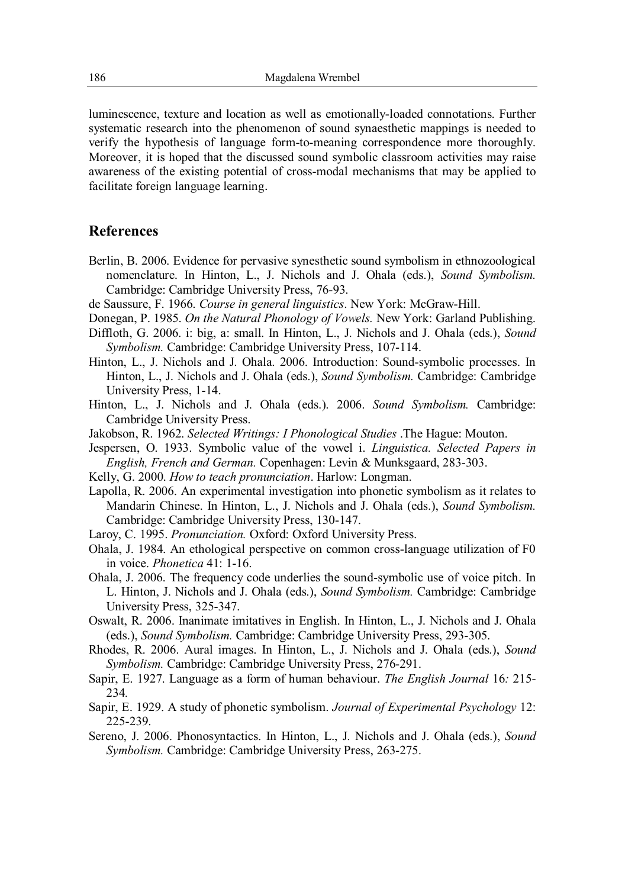luminescence, texture and location as well as emotionally-loaded connotations. Further systematic research into the phenomenon of sound synaesthetic mappings is needed to verify the hypothesis of language form-to-meaning correspondence more thoroughly. Moreover, it is hoped that the discussed sound symbolic classroom activities may raise awareness of the existing potential of cross-modal mechanisms that may be applied to facilitate foreign language learning.

## References

Berlin, B. 2006. Evidence for pervasive synesthetic sound symbolism in ethnozoological nomenclature. In Hinton, L., J. Nichols and J. Ohala (eds.), *Sound Symbolism.* Cambridge: Cambridge University Press, 76-93.

de Saussure, F. 1966. *Course in general linguistics*. New York: McGraw-Hill.

Donegan, P. 1985. *On the Natural Phonology of Vowels.* New York: Garland Publishing.

Diffloth, G. 2006. i: big, a: small. In Hinton, L., J. Nichols and J. Ohala (eds.), *Sound Symbolism.* Cambridge: Cambridge University Press, 107-114.

Hinton, L., J. Nichols and J. Ohala. 2006. Introduction: Sound-symbolic processes. In Hinton, L., J. Nichols and J. Ohala (eds.), *Sound Symbolism.* Cambridge: Cambridge University Press, 1-14.

Hinton, L., J. Nichols and J. Ohala (eds.). 2006. *Sound Symbolism.* Cambridge: Cambridge University Press.

Jakobson, R. 1962. *Selected Writings: I Phonological Studies* .The Hague: Mouton.

Jespersen, O. 1933. Symbolic value of the vowel i. *Linguistica. Selected Papers in English, French and German.* Copenhagen: Levin & Munksgaard, 283-303.

Kelly, G. 2000. *How to teach pronunciation*. Harlow: Longman.

Lapolla, R. 2006. An experimental investigation into phonetic symbolism as it relates to Mandarin Chinese. In Hinton, L., J. Nichols and J. Ohala (eds.), *Sound Symbolism.* Cambridge: Cambridge University Press, 130-147.

Laroy, C. 1995. *Pronunciation.* Oxford: Oxford University Press.

Ohala, J. 1984. An ethological perspective on common cross-language utilization of F0 in voice. *Phonetica* 41: 1-16.

Ohala, J. 2006. The frequency code underlies the sound-symbolic use of voice pitch. In L. Hinton, J. Nichols and J. Ohala (eds.), *Sound Symbolism.* Cambridge: Cambridge University Press, 325-347.

Oswalt, R. 2006. Inanimate imitatives in English. In Hinton, L., J. Nichols and J. Ohala (eds.), *Sound Symbolism.* Cambridge: Cambridge University Press, 293-305.

Rhodes, R. 2006. Aural images. In Hinton, L., J. Nichols and J. Ohala (eds.), *Sound Symbolism.* Cambridge: Cambridge University Press, 276-291.

Sapir, E. 1927. Language as a form of human behaviour. *The English Journal* 16*:* 215-234.

Sapir, E. 1929. A study of phonetic symbolism. *Journal of Experimental Psychology* 12: 225-239.

Sereno, J. 2006. Phonosyntactics. In Hinton, L., J. Nichols and J. Ohala (eds.), *Sound Symbolism.* Cambridge: Cambridge University Press, 263-275.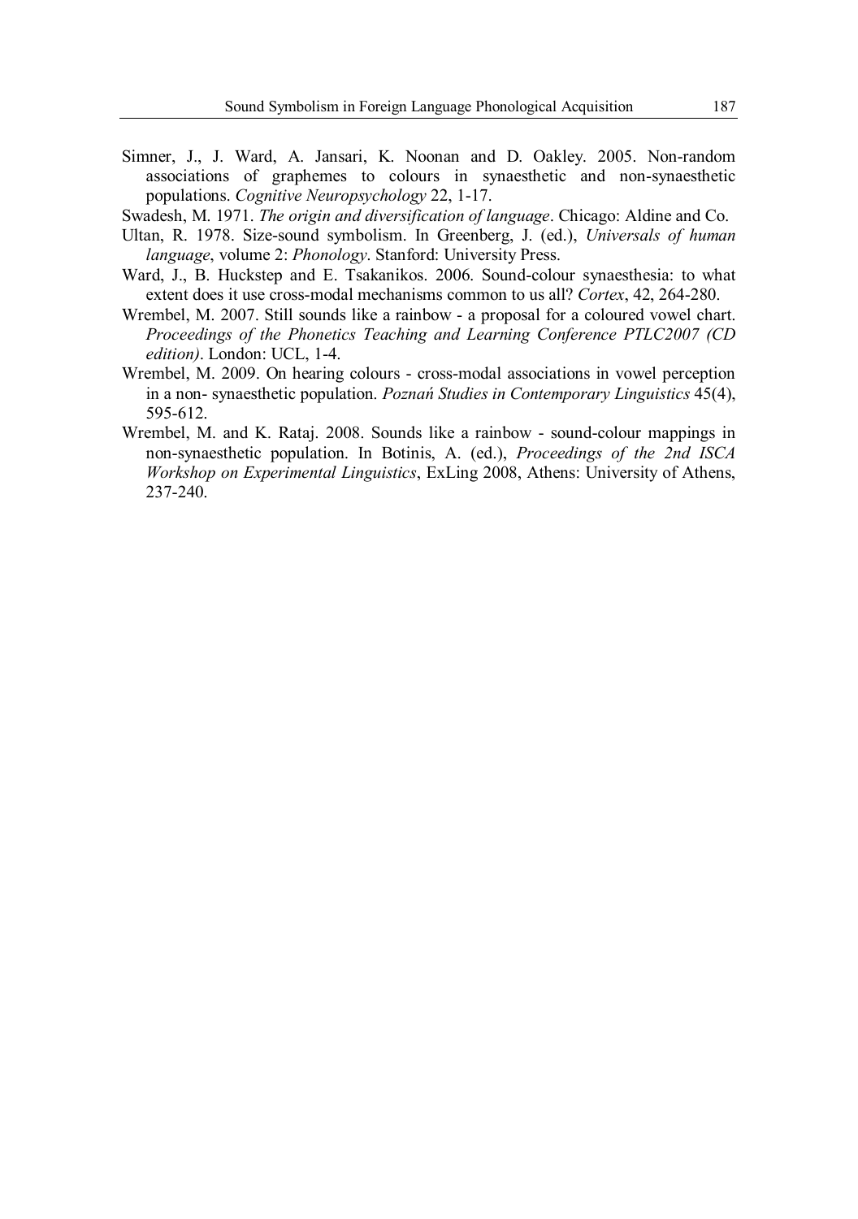Simner, J., J. Ward, A. Jansari, K. Noonan and D. Oakley. 2005. Non-random associations of graphemes to colours in synaesthetic and non-synaesthetic populations. *Cognitive Neuropsychology* 22, 1-17.

Swadesh, M. 1971. *The origin and diversification of language*. Chicago: Aldine and Co.

Ultan, R. 1978. Size-sound symbolism. In Greenberg, J. (ed.), *Universals of human language*, volume 2: *Phonology*. Stanford: University Press.

Ward, J., B. Huckstep and E. Tsakanikos. 2006. Sound-colour synaesthesia: to what extent does it use cross-modal mechanisms common to us all? *Cortex*, 42, 264-280.

Wrembel, M. 2007. Still sounds like a rainbow - a proposal for a coloured vowel chart. *Proceedings of the Phonetics Teaching and Learning Conference PTLC2007 (CD edition)*. London: UCL, 1-4.

Wrembel, M. 2009. On hearing colours - cross-modal associations in vowel perception in a non- synaesthetic population. *Poznań Studies in Contemporary Linguistics* 45(4), 595-612.

Wrembel, M. and K. Rataj. 2008. Sounds like a rainbow - sound-colour mappings in non-synaesthetic population. In Botinis, A. (ed.), *Proceedings of the 2nd ISCA Workshop on Experimental Linguistics*, ExLing 2008, Athens: University of Athens, 237-240.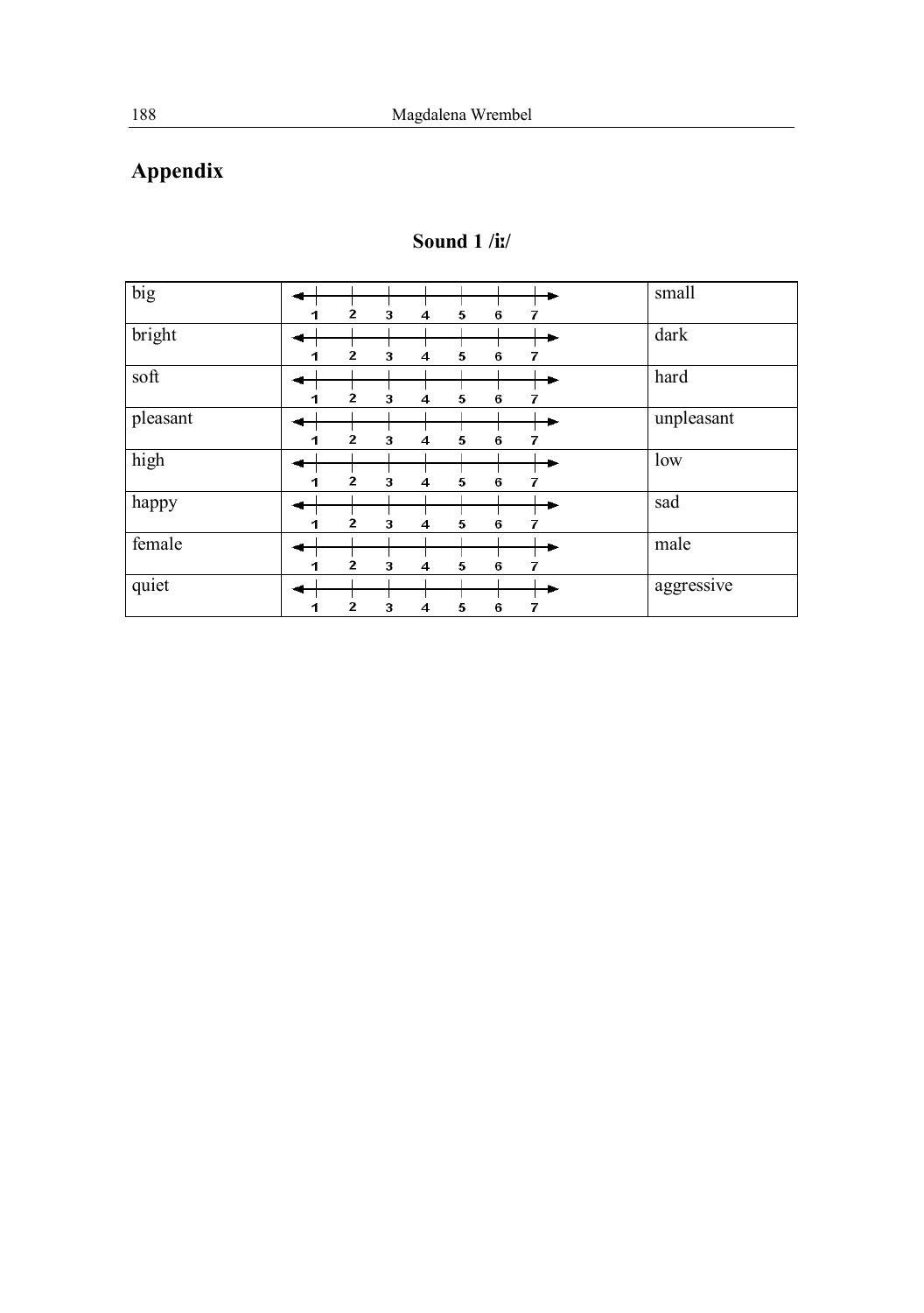# Appendix

## Sound 1 /iː/

| | | |
|---|---|---|
| big | 1 2 3 4 5 6 7 | small |
| bright | 1 2 3 4 5 6 7 | dark |
| soft | 1 2 3 4 5 6 7 | hard |
| pleasant | 1 2 3 4 5 6 7 | unpleasant |
| high | 1 2 3 4 5 6 7 | low |
| happy | 1 2 3 4 5 6 7 | sad |
| female | 1 2 3 4 5 6 7 | male |
| quiet | 1 2 3 4 5 6 7 | aggressive |